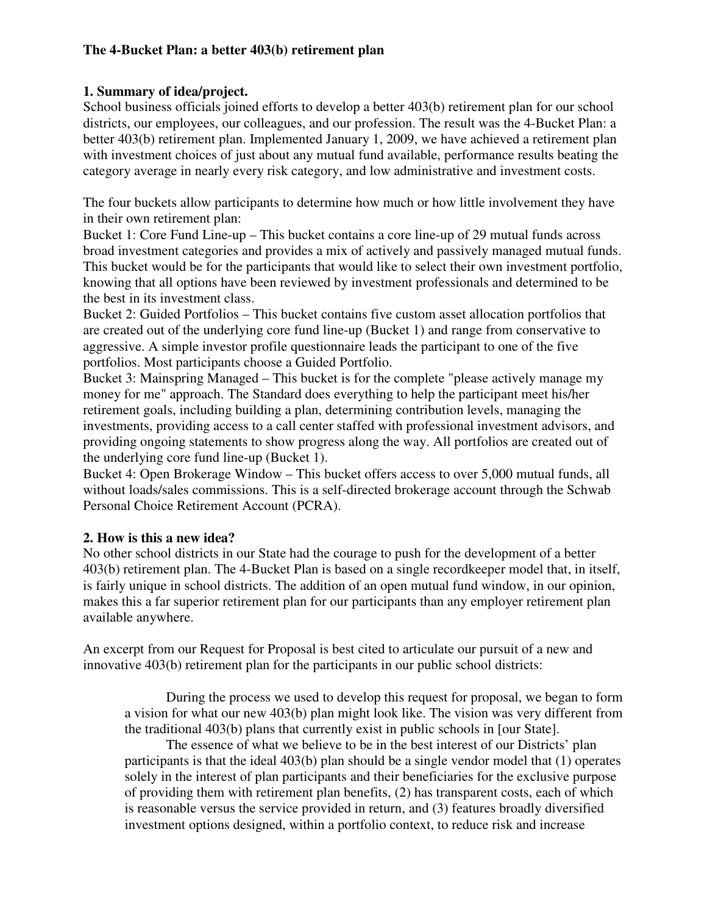# The 4-Bucket Plan: a better 403(b) retirement plan

## 1. Summary of idea/project.

School business officials joined efforts to develop a better 403(b) retirement plan for our school districts, our employees, our colleagues, and our profession. The result was the 4-Bucket Plan: a better 403(b) retirement plan. Implemented January 1, 2009, we have achieved a retirement plan with investment choices of just about any mutual fund available, performance results beating the category average in nearly every risk category, and low administrative and investment costs.

The four buckets allow participants to determine how much or how little involvement they have in their own retirement plan:

Bucket 1: Core Fund Line-up – This bucket contains a core line-up of 29 mutual funds across broad investment categories and provides a mix of actively and passively managed mutual funds. This bucket would be for the participants that would like to select their own investment portfolio, knowing that all options have been reviewed by investment professionals and determined to be the best in its investment class.

Bucket 2: Guided Portfolios – This bucket contains five custom asset allocation portfolios that are created out of the underlying core fund line-up (Bucket 1) and range from conservative to aggressive. A simple investor profile questionnaire leads the participant to one of the five portfolios. Most participants choose a Guided Portfolio.

Bucket 3: Mainspring Managed – This bucket is for the complete "please actively manage my money for me" approach. The Standard does everything to help the participant meet his/her retirement goals, including building a plan, determining contribution levels, managing the investments, providing access to a call center staffed with professional investment advisors, and providing ongoing statements to show progress along the way. All portfolios are created out of the underlying core fund line-up (Bucket 1).

Bucket 4: Open Brokerage Window – This bucket offers access to over 5,000 mutual funds, all without loads/sales commissions. This is a self-directed brokerage account through the Schwab Personal Choice Retirement Account (PCRA).

## 2. How is this a new idea?

No other school districts in our State had the courage to push for the development of a better 403(b) retirement plan. The 4-Bucket Plan is based on a single recordkeeper model that, in itself, is fairly unique in school districts. The addition of an open mutual fund window, in our opinion, makes this a far superior retirement plan for our participants than any employer retirement plan available anywhere.

An excerpt from our Request for Proposal is best cited to articulate our pursuit of a new and innovative 403(b) retirement plan for the participants in our public school districts:

> During the process we used to develop this request for proposal, we began to form a vision for what our new 403(b) plan might look like. The vision was very different from the traditional 403(b) plans that currently exist in public schools in [our State].
>
> The essence of what we believe to be in the best interest of our Districts' plan participants is that the ideal 403(b) plan should be a single vendor model that (1) operates solely in the interest of plan participants and their beneficiaries for the exclusive purpose of providing them with retirement plan benefits, (2) has transparent costs, each of which is reasonable versus the service provided in return, and (3) features broadly diversified investment options designed, within a portfolio context, to reduce risk and increase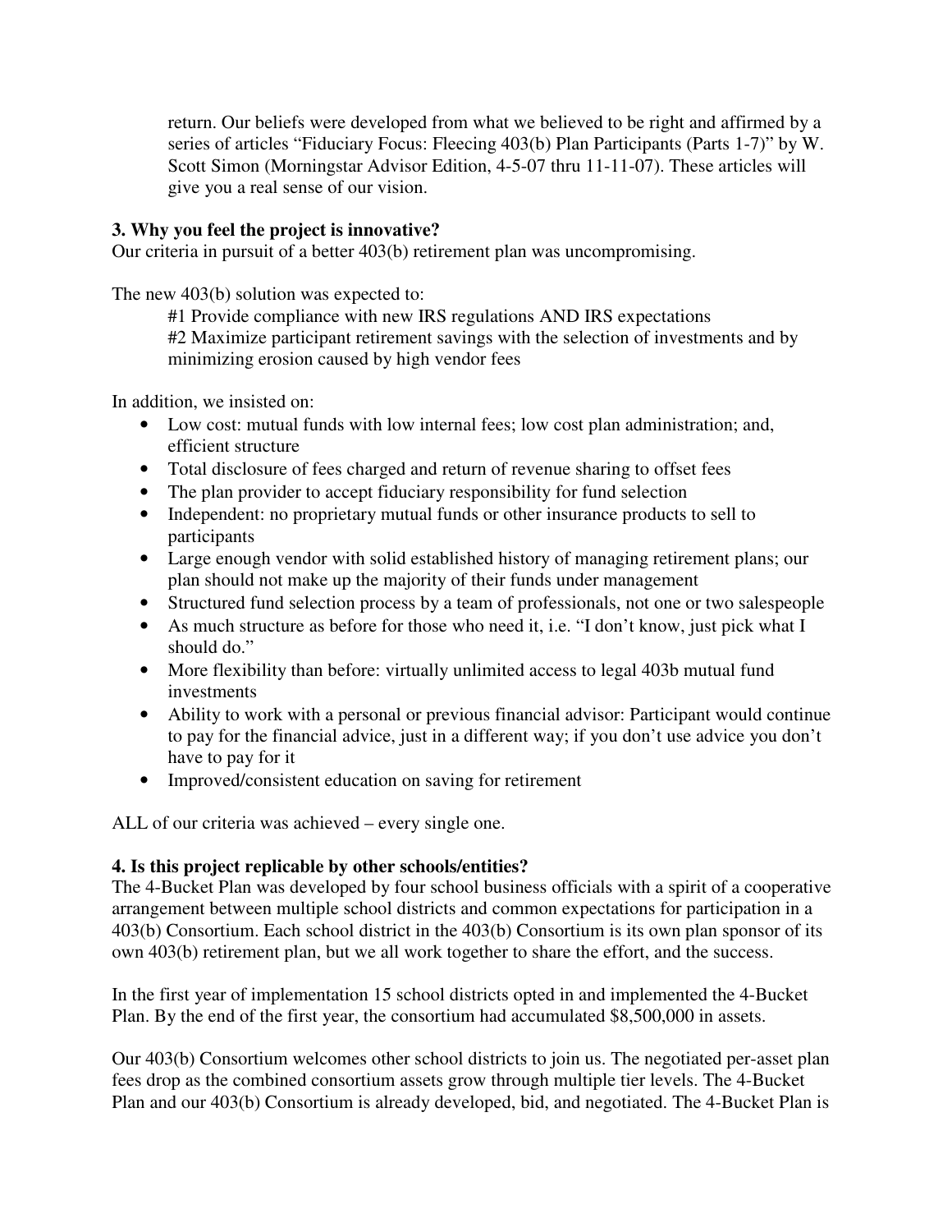return. Our beliefs were developed from what we believed to be right and affirmed by a series of articles "Fiduciary Focus: Fleecing 403(b) Plan Participants (Parts 1-7)" by W. Scott Simon (Morningstar Advisor Edition, 4-5-07 thru 11-11-07). These articles will give you a real sense of our vision.

**3. Why you feel the project is innovative?**

Our criteria in pursuit of a better 403(b) retirement plan was uncompromising.

The new 403(b) solution was expected to:

#1 Provide compliance with new IRS regulations AND IRS expectations
#2 Maximize participant retirement savings with the selection of investments and by minimizing erosion caused by high vendor fees

In addition, we insisted on:

- Low cost: mutual funds with low internal fees; low cost plan administration; and, efficient structure
- Total disclosure of fees charged and return of revenue sharing to offset fees
- The plan provider to accept fiduciary responsibility for fund selection
- Independent: no proprietary mutual funds or other insurance products to sell to participants
- Large enough vendor with solid established history of managing retirement plans; our plan should not make up the majority of their funds under management
- Structured fund selection process by a team of professionals, not one or two salespeople
- As much structure as before for those who need it, i.e. "I don't know, just pick what I should do."
- More flexibility than before: virtually unlimited access to legal 403b mutual fund investments
- Ability to work with a personal or previous financial advisor: Participant would continue to pay for the financial advice, just in a different way; if you don't use advice you don't have to pay for it
- Improved/consistent education on saving for retirement

ALL of our criteria was achieved – every single one.

**4. Is this project replicable by other schools/entities?**

The 4-Bucket Plan was developed by four school business officials with a spirit of a cooperative arrangement between multiple school districts and common expectations for participation in a 403(b) Consortium. Each school district in the 403(b) Consortium is its own plan sponsor of its own 403(b) retirement plan, but we all work together to share the effort, and the success.

In the first year of implementation 15 school districts opted in and implemented the 4-Bucket Plan. By the end of the first year, the consortium had accumulated $8,500,000 in assets.

Our 403(b) Consortium welcomes other school districts to join us. The negotiated per-asset plan fees drop as the combined consortium assets grow through multiple tier levels. The 4-Bucket Plan and our 403(b) Consortium is already developed, bid, and negotiated. The 4-Bucket Plan is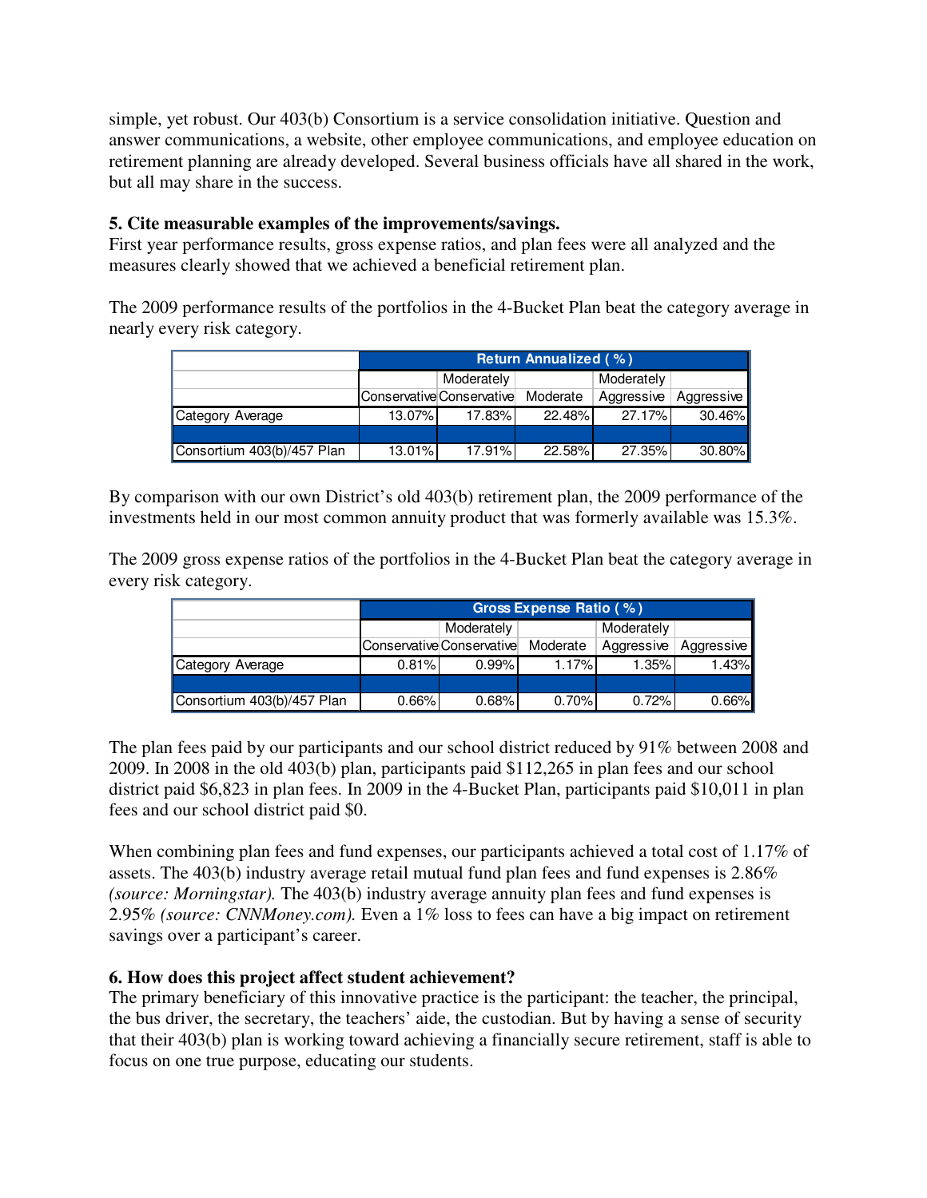simple, yet robust. Our 403(b) Consortium is a service consolidation initiative. Question and answer communications, a website, other employee communications, and employee education on retirement planning are already developed. Several business officials have all shared in the work, but all may share in the success.

**5. Cite measurable examples of the improvements/savings.**

First year performance results, gross expense ratios, and plan fees were all analyzed and the measures clearly showed that we achieved a beneficial retirement plan.

The 2009 performance results of the portfolios in the 4-Bucket Plan beat the category average in nearly every risk category.

| | Return Annualized ( % ) | | | | |
|---|---|---|---|---|---|
| | Conservative | Moderately Conservative | Moderate | Moderately Aggressive | Aggressive |
| Category Average | 13.07% | 17.83% | 22.48% | 27.17% | 30.46% |
| | | | | | |
| Consortium 403(b)/457 Plan | 13.01% | 17.91% | 22.58% | 27.35% | 30.80% |

By comparison with our own District's old 403(b) retirement plan, the 2009 performance of the investments held in our most common annuity product that was formerly available was 15.3%.

The 2009 gross expense ratios of the portfolios in the 4-Bucket Plan beat the category average in every risk category.

| | Gross Expense Ratio ( % ) | | | | |
|---|---|---|---|---|---|
| | Conservative | Moderately Conservative | Moderate | Moderately Aggressive | Aggressive |
| Category Average | 0.81% | 0.99% | 1.17% | 1.35% | 1.43% |
| | | | | | |
| Consortium 403(b)/457 Plan | 0.66% | 0.68% | 0.70% | 0.72% | 0.66% |

The plan fees paid by our participants and our school district reduced by 91% between 2008 and 2009. In 2008 in the old 403(b) plan, participants paid $112,265 in plan fees and our school district paid $6,823 in plan fees. In 2009 in the 4-Bucket Plan, participants paid $10,011 in plan fees and our school district paid $0.

When combining plan fees and fund expenses, our participants achieved a total cost of 1.17% of assets. The 403(b) industry average retail mutual fund plan fees and fund expenses is 2.86% *(source: Morningstar).* The 403(b) industry average annuity plan fees and fund expenses is 2.95% *(source: CNNMoney.com).* Even a 1% loss to fees can have a big impact on retirement savings over a participant's career.

**6. How does this project affect student achievement?**

The primary beneficiary of this innovative practice is the participant: the teacher, the principal, the bus driver, the secretary, the teachers' aide, the custodian. But by having a sense of security that their 403(b) plan is working toward achieving a financially secure retirement, staff is able to focus on one true purpose, educating our students.